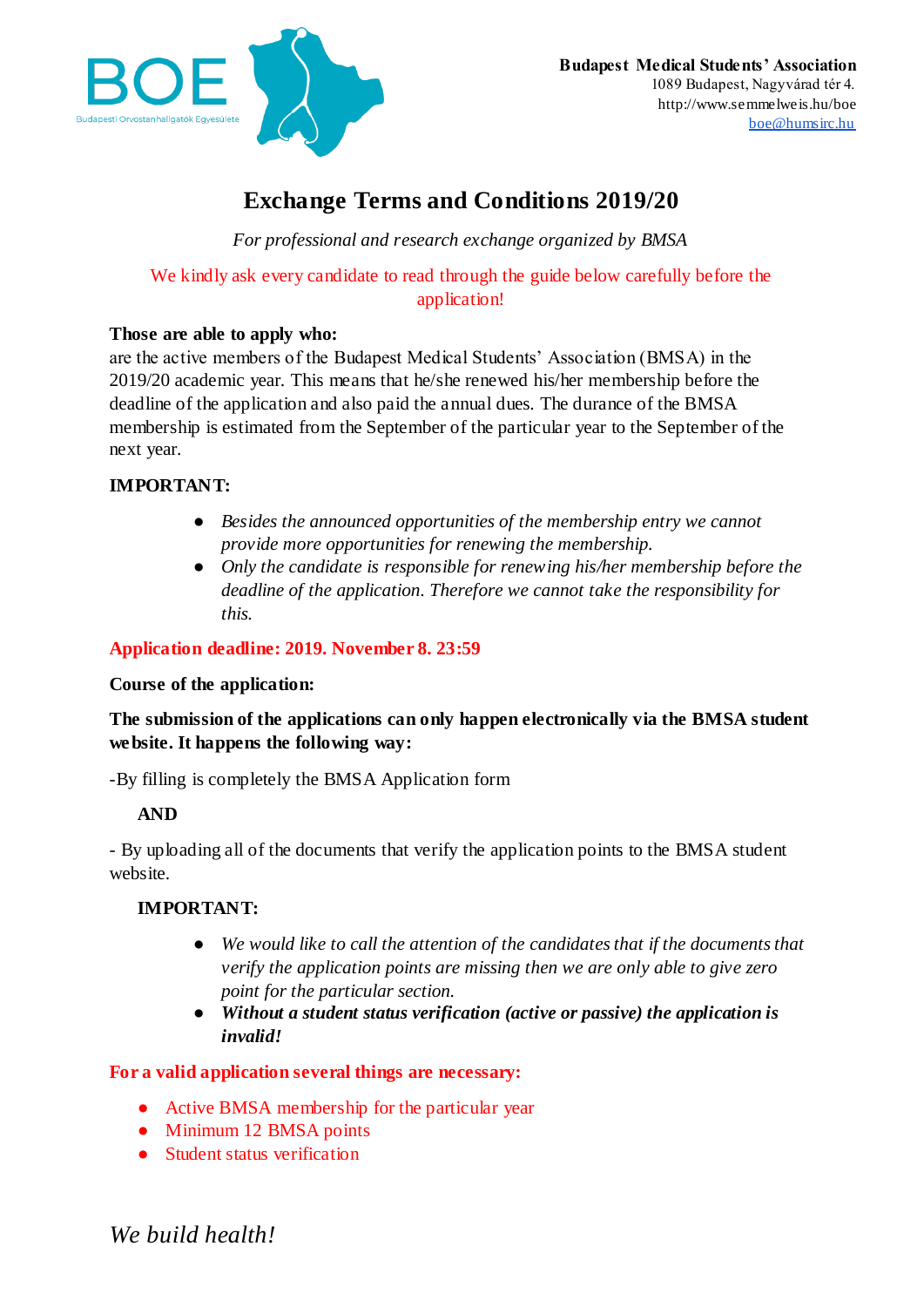**Budapest Medical Students' Association**
1089 Budapest, Nagyvárad tér 4.
http://www.semmelweis.hu/boe
boe@humsirc.hu

# Exchange Terms and Conditions 2019/20

*For professional and research exchange organized by BMSA*

We kindly ask every candidate to read through the guide below carefully before the application!

**Those are able to apply who:**
are the active members of the Budapest Medical Students' Association (BMSA) in the 2019/20 academic year. This means that he/she renewed his/her membership before the deadline of the application and also paid the annual dues. The durance of the BMSA membership is estimated from the September of the particular year to the September of the next year.

**IMPORTANT:**

- *Besides the announced opportunities of the membership entry we cannot provide more opportunities for renewing the membership.*
- *Only the candidate is responsible for renewing his/her membership before the deadline of the application. Therefore we cannot take the responsibility for this.*

**Application deadline: 2019. November 8. 23:59**

**Course of the application:**

**The submission of the applications can only happen electronically via the BMSA student website. It happens the following way:**

-By filling is completely the BMSA Application form

**AND**

- By uploading all of the documents that verify the application points to the BMSA student website.

**IMPORTANT:**

- *We would like to call the attention of the candidates that if the documents that verify the application points are missing then we are only able to give zero point for the particular section.*
- ***Without a student status verification (active or passive) the application is invalid!***

**For a valid application several things are necessary:**

- Active BMSA membership for the particular year
- Minimum 12 BMSA points
- Student status verification

*We build health!*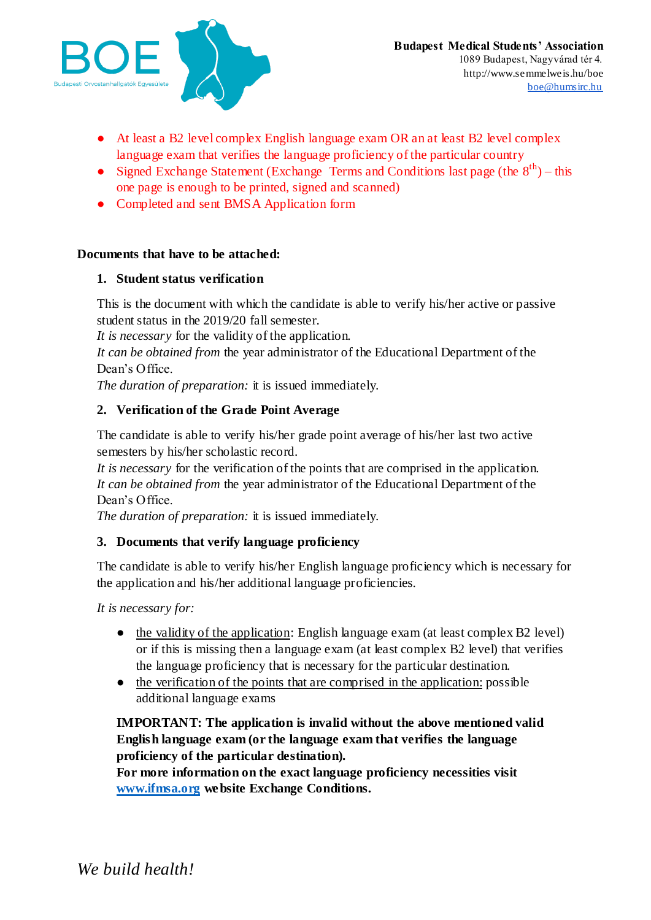- At least a B2 level complex English language exam OR an at least B2 level complex language exam that verifies the language proficiency of the particular country
- Signed Exchange Statement (Exchange Terms and Conditions last page (the 8th) – this one page is enough to be printed, signed and scanned)
- Completed and sent BMSA Application form

**Documents that have to be attached:**

1. **Student status verification**

   This is the document with which the candidate is able to verify his/her active or passive student status in the 2019/20 fall semester.
   *It is necessary* for the validity of the application.
   *It can be obtained from* the year administrator of the Educational Department of the Dean's Office.
   *The duration of preparation:* it is issued immediately.

2. **Verification of the Grade Point Average**

   The candidate is able to verify his/her grade point average of his/her last two active semesters by his/her scholastic record.
   *It is necessary* for the verification of the points that are comprised in the application.
   *It can be obtained from* the year administrator of the Educational Department of the Dean's Office.
   *The duration of preparation:* it is issued immediately.

3. **Documents that verify language proficiency**

   The candidate is able to verify his/her English language proficiency which is necessary for the application and his/her additional language proficiencies.

   *It is necessary for:*

   - the validity of the application: English language exam (at least complex B2 level) or if this is missing then a language exam (at least complex B2 level) that verifies the language proficiency that is necessary for the particular destination.
   - the verification of the points that are comprised in the application: possible additional language exams

   **IMPORTANT: The application is invalid without the above mentioned valid English language exam (or the language exam that verifies the language proficiency of the particular destination).**
   **For more information on the exact language proficiency necessities visit [www.ifmsa.org](http://www.ifmsa.org) website Exchange Conditions.**

*We build health!*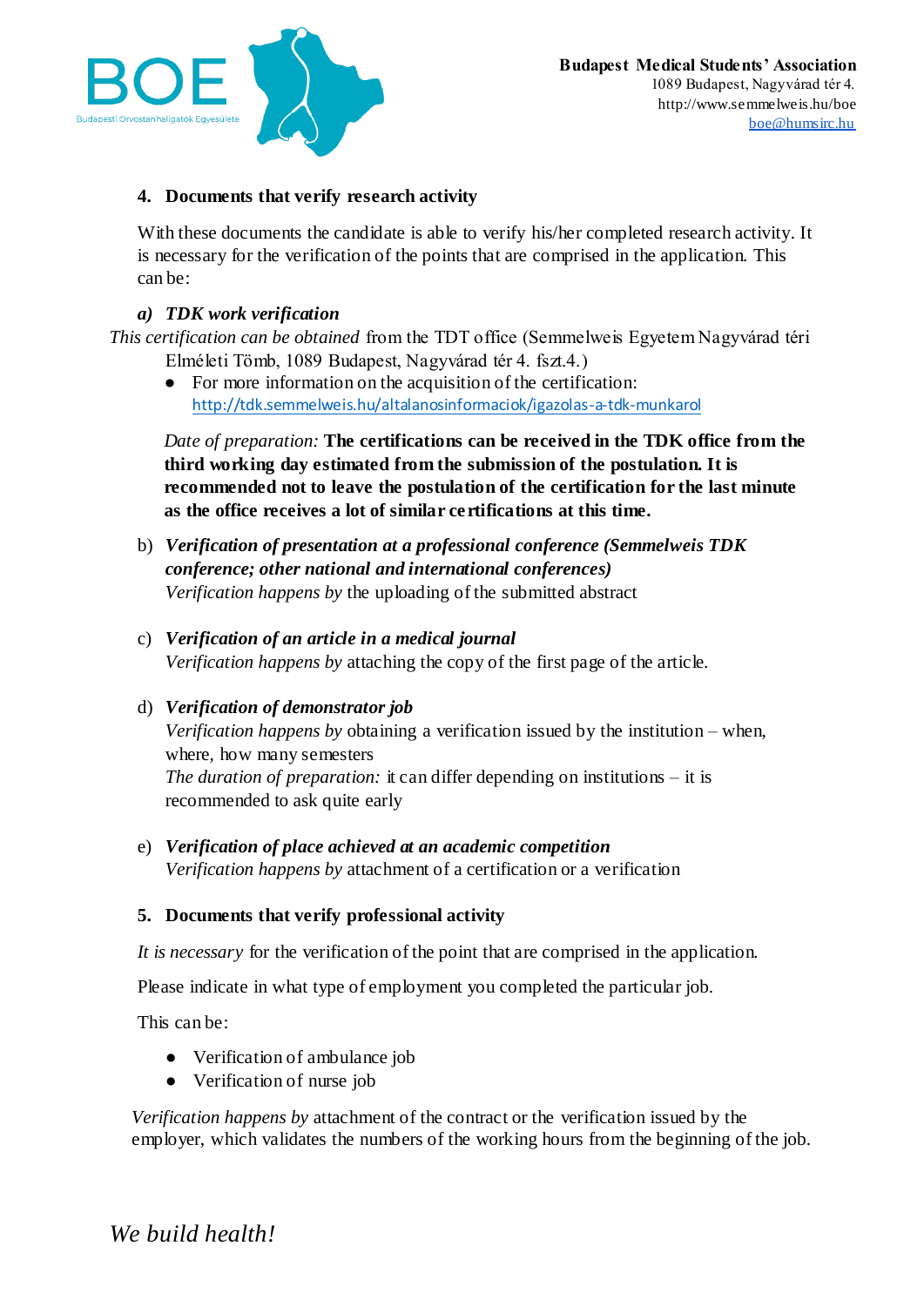## 4. Documents that verify research activity

With these documents the candidate is able to verify his/her completed research activity. It is necessary for the verification of the points that are comprised in the application. This can be:

***a) TDK work verification***

*This certification can be obtained* from the TDT office (Semmelweis Egyetem Nagyvárad téri Elméleti Tömb, 1089 Budapest, Nagyvárad tér 4. fszt.4.)

- For more information on the acquisition of the certification: http://tdk.semmelweis.hu/altalanosinformaciok/igazolas-a-tdk-munkarol

*Date of preparation:* **The certifications can be received in the TDK office from the third working day estimated from the submission of the postulation. It is recommended not to leave the postulation of the certification for the last minute as the office receives a lot of similar certifications at this time.**

b) ***Verification of presentation at a professional conference (Semmelweis TDK conference; other national and international conferences)***
*Verification happens by* the uploading of the submitted abstract

c) ***Verification of an article in a medical journal***
*Verification happens by* attaching the copy of the first page of the article.

d) ***Verification of demonstrator job***
*Verification happens by* obtaining a verification issued by the institution – when, where, how many semesters
*The duration of preparation:* it can differ depending on institutions – it is recommended to ask quite early

e) ***Verification of place achieved at an academic competition***
*Verification happens by* attachment of a certification or a verification

## 5. Documents that verify professional activity

*It is necessary* for the verification of the point that are comprised in the application.

Please indicate in what type of employment you completed the particular job.

This can be:

- Verification of ambulance job
- Verification of nurse job

*Verification happens by* attachment of the contract or the verification issued by the employer, which validates the numbers of the working hours from the beginning of the job.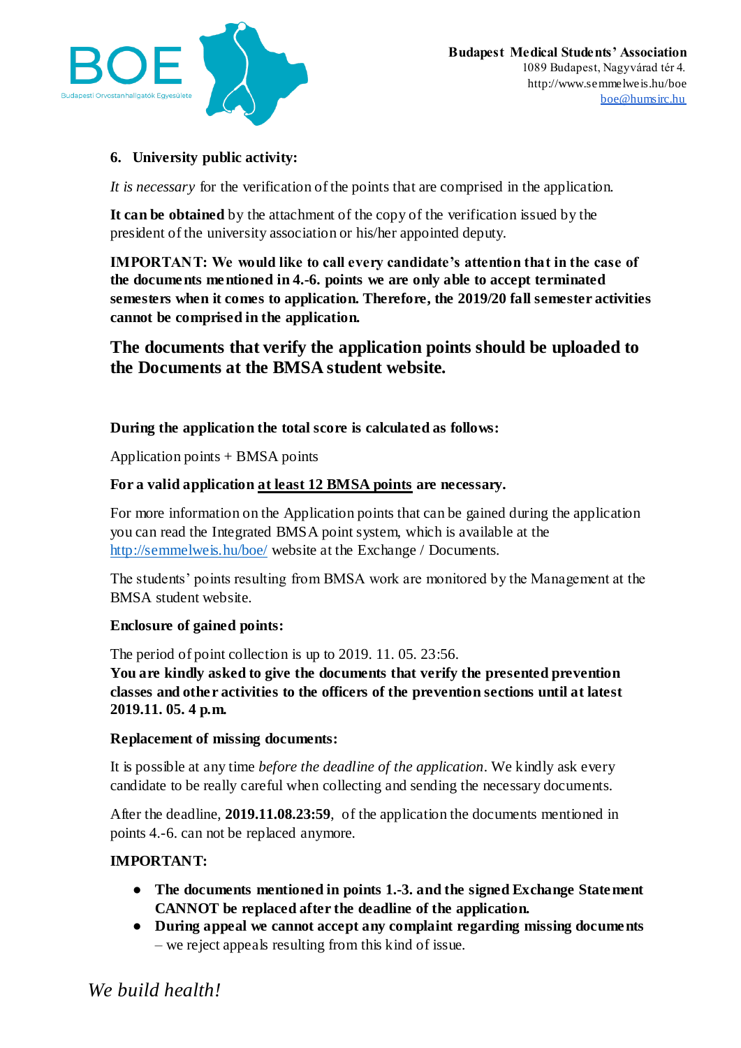**6. University public activity:**

*It is necessary* for the verification of the points that are comprised in the application.

**It can be obtained** by the attachment of the copy of the verification issued by the president of the university association or his/her appointed deputy.

**IMPORTANT: We would like to call every candidate's attention that in the case of the documents mentioned in 4.-6. points we are only able to accept terminated semesters when it comes to application. Therefore, the 2019/20 fall semester activities cannot be comprised in the application.**

## The documents that verify the application points should be uploaded to the Documents at the BMSA student website.

**During the application the total score is calculated as follows:**

Application points + BMSA points

**For a valid application <u>at least 12 BMSA points</u> are necessary.**

For more information on the Application points that can be gained during the application you can read the Integrated BMSA point system, which is available at the http://semmelweis.hu/boe/ website at the Exchange / Documents.

The students' points resulting from BMSA work are monitored by the Management at the BMSA student website.

**Enclosure of gained points:**

The period of point collection is up to 2019. 11. 05. 23:56.
**You are kindly asked to give the documents that verify the presented prevention classes and other activities to the officers of the prevention sections until at latest 2019.11. 05. 4 p.m.**

**Replacement of missing documents:**

It is possible at any time *before the deadline of the application*. We kindly ask every candidate to be really careful when collecting and sending the necessary documents.

After the deadline, **2019.11.08.23:59**, of the application the documents mentioned in points 4.-6. can not be replaced anymore.

**IMPORTANT:**

- **The documents mentioned in points 1.-3. and the signed Exchange Statement CANNOT be replaced after the deadline of the application.**
- **During appeal we cannot accept any complaint regarding missing documents** – we reject appeals resulting from this kind of issue.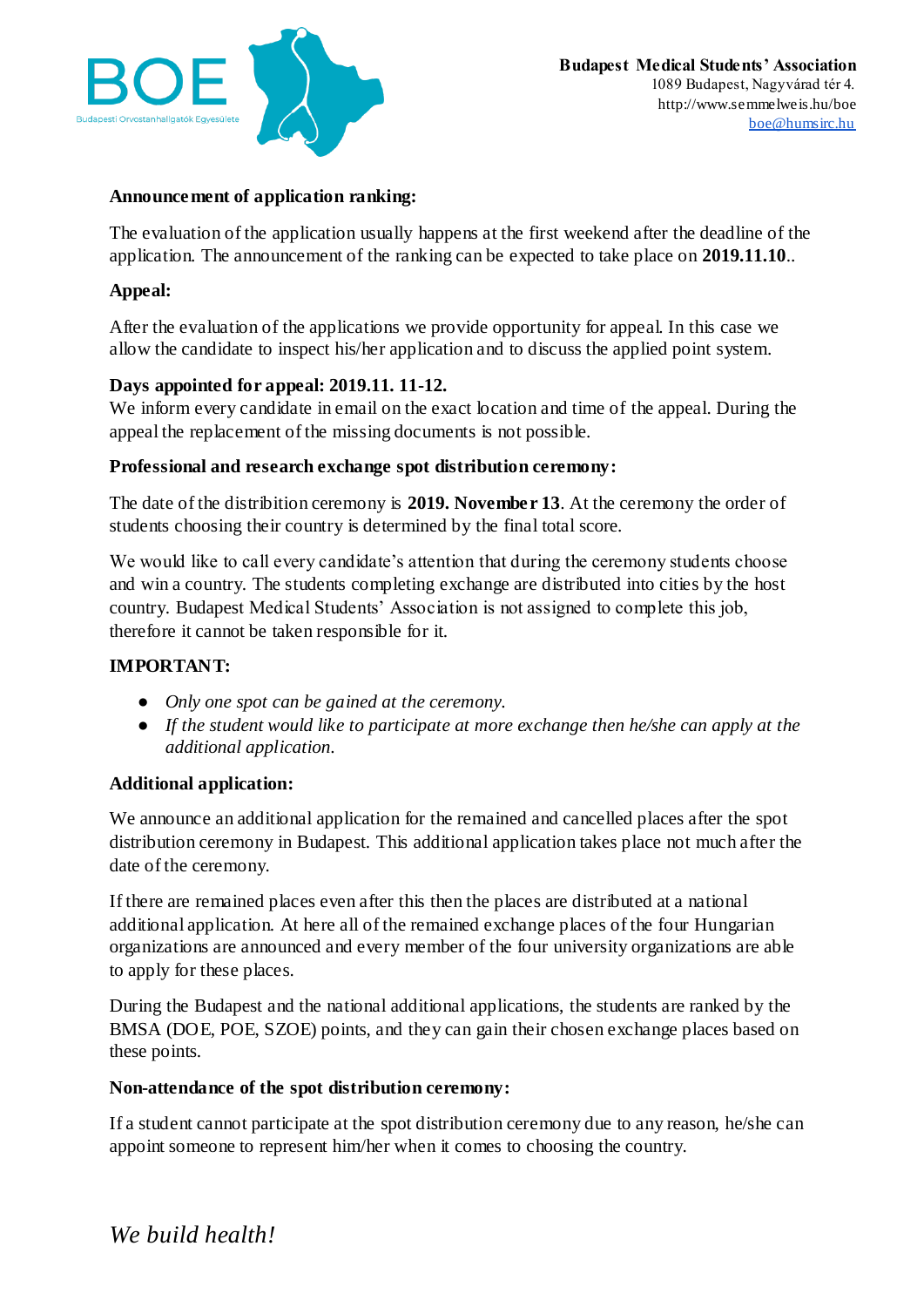**Announcement of application ranking:**

The evaluation of the application usually happens at the first weekend after the deadline of the application. The announcement of the ranking can be expected to take place on **2019.11.10**..

**Appeal:**

After the evaluation of the applications we provide opportunity for appeal. In this case we allow the candidate to inspect his/her application and to discuss the applied point system.

**Days appointed for appeal: 2019.11. 11-12.**
We inform every candidate in email on the exact location and time of the appeal. During the appeal the replacement of the missing documents is not possible.

**Professional and research exchange spot distribution ceremony:**

The date of the distribution ceremony is **2019. November 13**. At the ceremony the order of students choosing their country is determined by the final total score.

We would like to call every candidate's attention that during the ceremony students choose and win a country. The students completing exchange are distributed into cities by the host country. Budapest Medical Students' Association is not assigned to complete this job, therefore it cannot be taken responsible for it.

**IMPORTANT:**

- *Only one spot can be gained at the ceremony.*
- *If the student would like to participate at more exchange then he/she can apply at the additional application.*

**Additional application:**

We announce an additional application for the remained and cancelled places after the spot distribution ceremony in Budapest. This additional application takes place not much after the date of the ceremony.

If there are remained places even after this then the places are distributed at a national additional application. At here all of the remained exchange places of the four Hungarian organizations are announced and every member of the four university organizations are able to apply for these places.

During the Budapest and the national additional applications, the students are ranked by the BMSA (DOE, POE, SZOE) points, and they can gain their chosen exchange places based on these points.

**Non-attendance of the spot distribution ceremony:**

If a student cannot participate at the spot distribution ceremony due to any reason, he/she can appoint someone to represent him/her when it comes to choosing the country.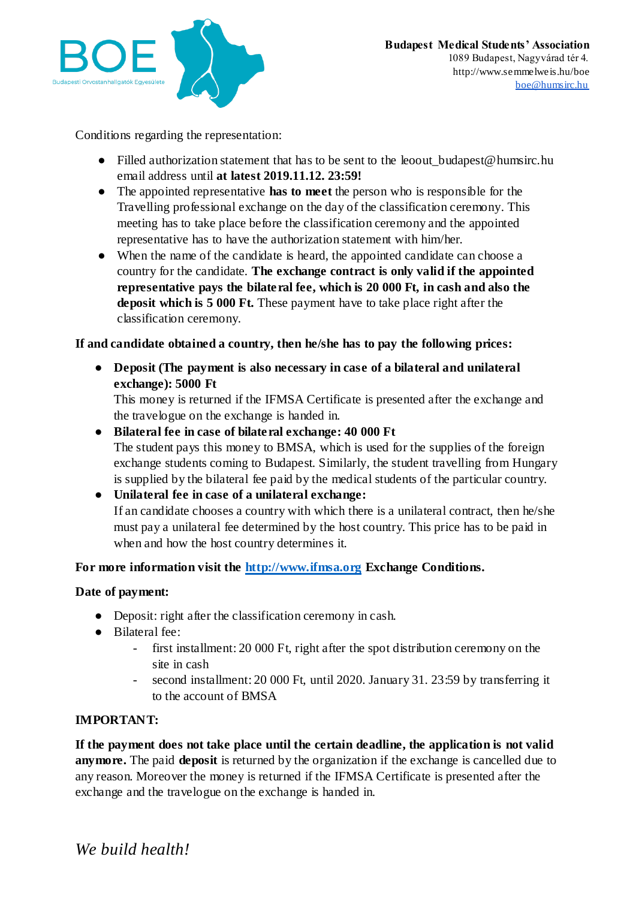Conditions regarding the representation:

- Filled authorization statement that has to be sent to the leoout_budapest@humsirc.hu email address until **at latest 2019.11.12. 23:59!**
- The appointed representative **has to meet** the person who is responsible for the Travelling professional exchange on the day of the classification ceremony. This meeting has to take place before the classification ceremony and the appointed representative has to have the authorization statement with him/her.
- When the name of the candidate is heard, the appointed candidate can choose a country for the candidate. **The exchange contract is only valid if the appointed representative pays the bilateral fee, which is 20 000 Ft, in cash and also the deposit which is 5 000 Ft.** These payment have to take place right after the classification ceremony.

**If and candidate obtained a country, then he/she has to pay the following prices:**

- **Deposit (The payment is also necessary in case of a bilateral and unilateral exchange): 5000 Ft**
  This money is returned if the IFMSA Certificate is presented after the exchange and the travelogue on the exchange is handed in.
- **Bilateral fee in case of bilateral exchange: 40 000 Ft**
  The student pays this money to BMSA, which is used for the supplies of the foreign exchange students coming to Budapest. Similarly, the student travelling from Hungary is supplied by the bilateral fee paid by the medical students of the particular country.
- **Unilateral fee in case of a unilateral exchange:**
  If an candidate chooses a country with which there is a unilateral contract, then he/she must pay a unilateral fee determined by the host country. This price has to be paid in when and how the host country determines it.

**For more information visit the [http://www.ifmsa.org](http://www.ifmsa.org) Exchange Conditions.**

**Date of payment:**

- Deposit: right after the classification ceremony in cash.
- Bilateral fee:
  - first installment: 20 000 Ft, right after the spot distribution ceremony on the site in cash
  - second installment: 20 000 Ft, until 2020. January 31. 23:59 by transferring it to the account of BMSA

**IMPORTANT:**

**If the payment does not take place until the certain deadline, the application is not valid anymore.** The paid **deposit** is returned by the organization if the exchange is cancelled due to any reason. Moreover the money is returned if the IFMSA Certificate is presented after the exchange and the travelogue on the exchange is handed in.

*We build health!*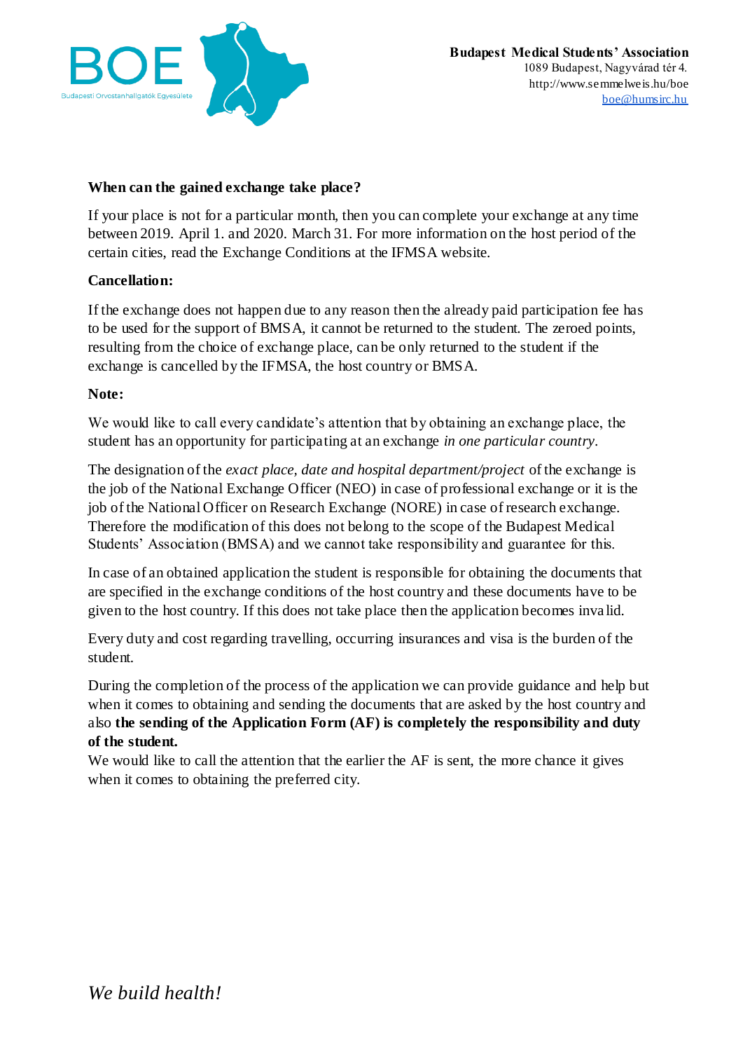**When can the gained exchange take place?**

If your place is not for a particular month, then you can complete your exchange at any time between 2019. April 1. and 2020. March 31. For more information on the host period of the certain cities, read the Exchange Conditions at the IFMSA website.

**Cancellation:**

If the exchange does not happen due to any reason then the already paid participation fee has to be used for the support of BMSA, it cannot be returned to the student. The zeroed points, resulting from the choice of exchange place, can be only returned to the student if the exchange is cancelled by the IFMSA, the host country or BMSA.

**Note:**

We would like to call every candidate's attention that by obtaining an exchange place, the student has an opportunity for participating at an exchange *in one particular country*.

The designation of the *exact place, date and hospital department/project* of the exchange is the job of the National Exchange Officer (NEO) in case of professional exchange or it is the job of the National Officer on Research Exchange (NORE) in case of research exchange. Therefore the modification of this does not belong to the scope of the Budapest Medical Students' Association (BMSA) and we cannot take responsibility and guarantee for this.

In case of an obtained application the student is responsible for obtaining the documents that are specified in the exchange conditions of the host country and these documents have to be given to the host country. If this does not take place then the application becomes invalid.

Every duty and cost regarding travelling, occurring insurances and visa is the burden of the student.

During the completion of the process of the application we can provide guidance and help but when it comes to obtaining and sending the documents that are asked by the host country and also **the sending of the Application Form (AF) is completely the responsibility and duty of the student.**
We would like to call the attention that the earlier the AF is sent, the more chance it gives when it comes to obtaining the preferred city.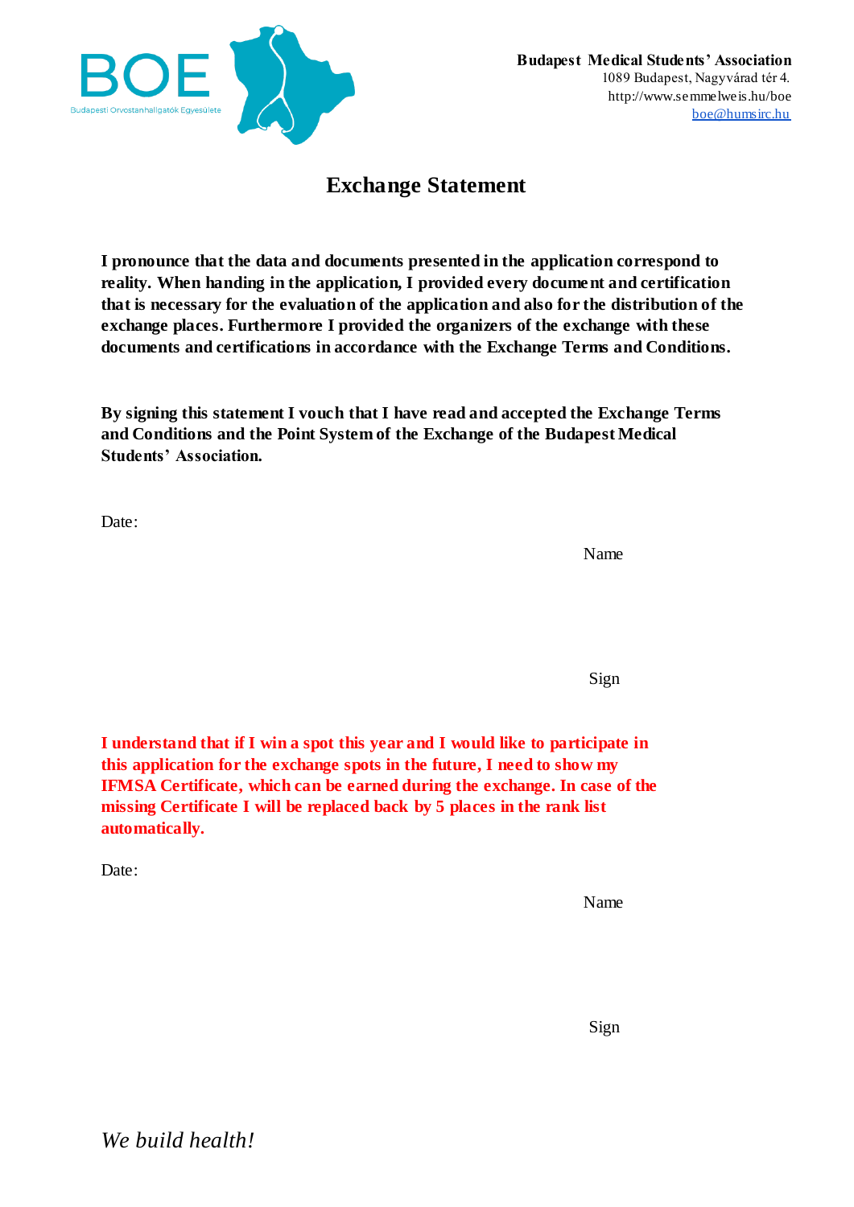BOE

Budapesti Orvostanhallgatók Egyesülete

**Budapest Medical Students' Association**
1089 Budapest, Nagyvárad tér 4.
http://www.semmelweis.hu/boe
boe@humsirc.hu

# Exchange Statement

**I pronounce that the data and documents presented in the application correspond to reality. When handing in the application, I provided every document and certification that is necessary for the evaluation of the application and also for the distribution of the exchange places. Furthermore I provided the organizers of the exchange with these documents and certifications in accordance with the Exchange Terms and Conditions.**

**By signing this statement I vouch that I have read and accepted the Exchange Terms and Conditions and the Point System of the Exchange of the Budapest Medical Students' Association.**

Date:

Name

Sign

**I understand that if I win a spot this year and I would like to participate in this application for the exchange spots in the future, I need to show my IFMSA Certificate, which can be earned during the exchange. In case of the missing Certificate I will be replaced back by 5 places in the rank list automatically.**

Date:

Name

Sign

*We build health!*